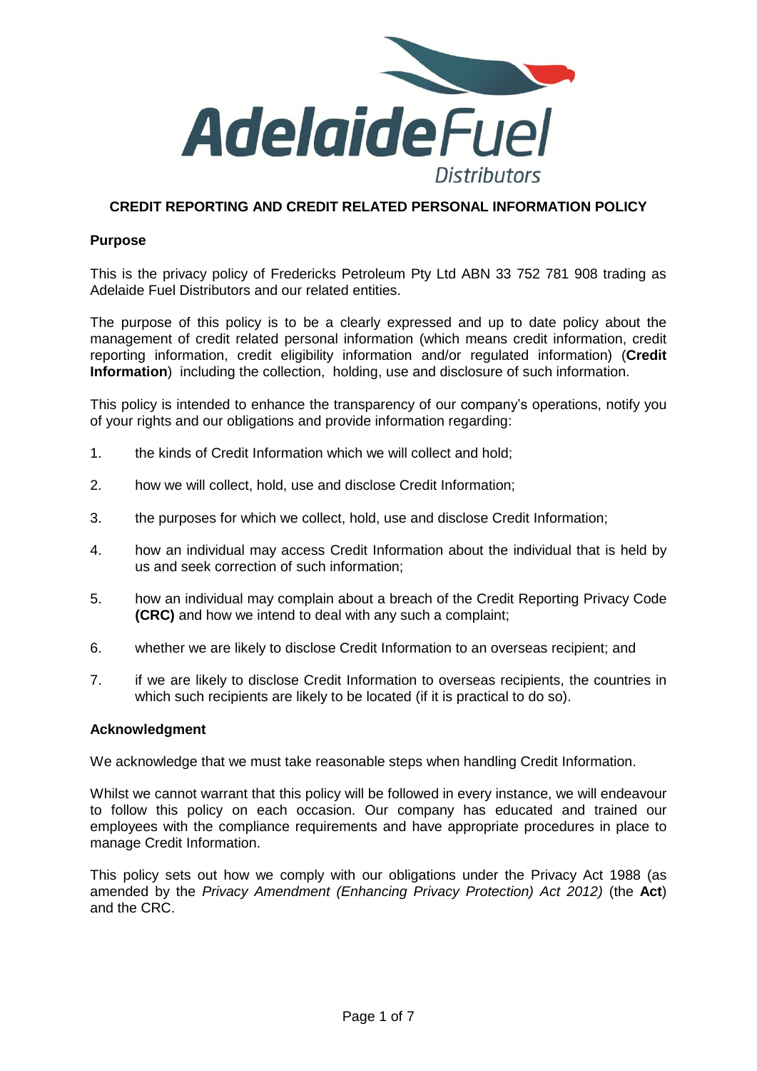# CREDIT REPORTING AND CREDIT RELATED PERSONAL INFORMATION POLICY

## Purpose

This is the privacy policy of Fredericks Petroleum Pty Ltd ABN 33 752 781 908 trading as Adelaide Fuel Distributors and our related entities.

The purpose of this policy is to be a clearly expressed and up to date policy about the management of credit related personal information (which means credit information, credit reporting information, credit eligibility information and/or regulated information) (**Credit Information**) including the collection, holding, use and disclosure of such information.

This policy is intended to enhance the transparency of our company's operations, notify you of your rights and our obligations and provide information regarding:

1. the kinds of Credit Information which we will collect and hold;
2. how we will collect, hold, use and disclose Credit Information;
3. the purposes for which we collect, hold, use and disclose Credit Information;
4. how an individual may access Credit Information about the individual that is held by us and seek correction of such information;
5. how an individual may complain about a breach of the Credit Reporting Privacy Code **(CRC)** and how we intend to deal with any such a complaint;
6. whether we are likely to disclose Credit Information to an overseas recipient; and
7. if we are likely to disclose Credit Information to overseas recipients, the countries in which such recipients are likely to be located (if it is practical to do so).

## Acknowledgment

We acknowledge that we must take reasonable steps when handling Credit Information.

Whilst we cannot warrant that this policy will be followed in every instance, we will endeavour to follow this policy on each occasion. Our company has educated and trained our employees with the compliance requirements and have appropriate procedures in place to manage Credit Information.

This policy sets out how we comply with our obligations under the Privacy Act 1988 (as amended by the *Privacy Amendment (Enhancing Privacy Protection) Act 2012)* (the **Act**) and the CRC.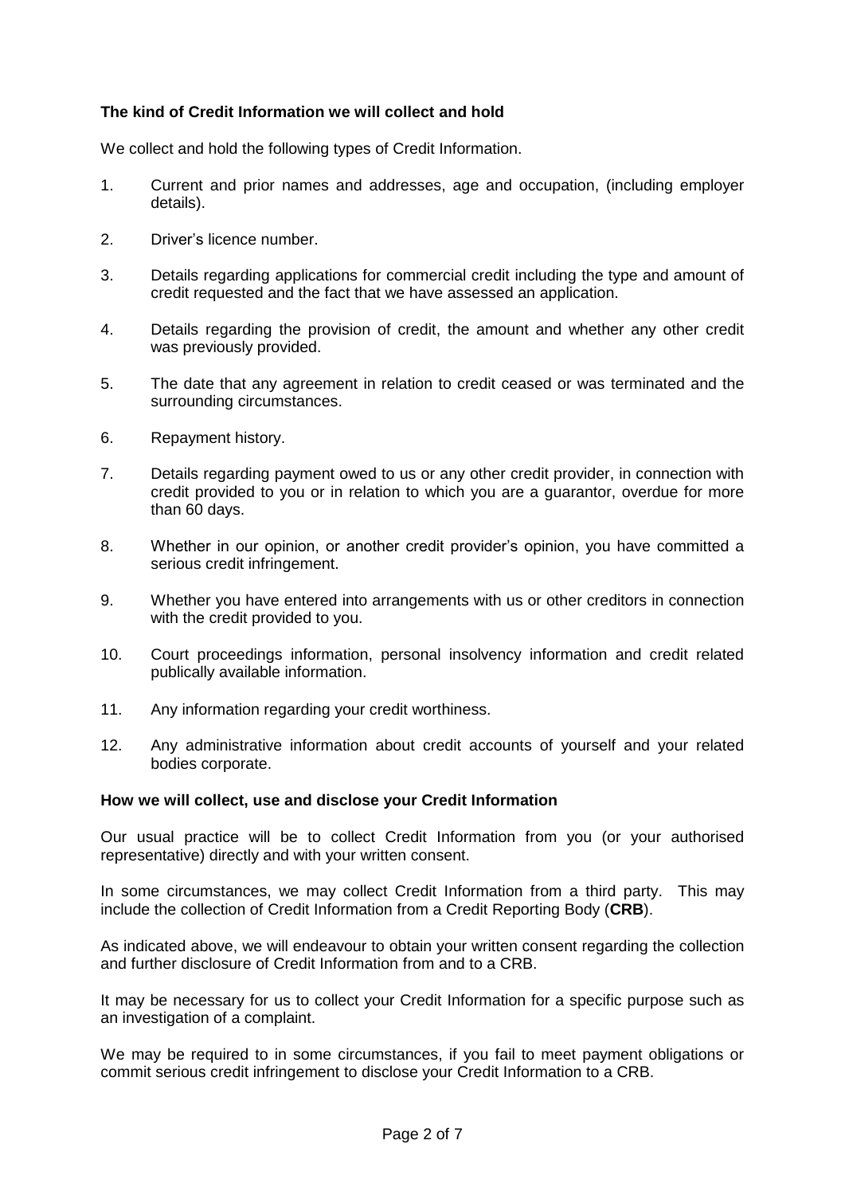**The kind of Credit Information we will collect and hold**

We collect and hold the following types of Credit Information.

1. Current and prior names and addresses, age and occupation, (including employer details).

2. Driver's licence number.

3. Details regarding applications for commercial credit including the type and amount of credit requested and the fact that we have assessed an application.

4. Details regarding the provision of credit, the amount and whether any other credit was previously provided.

5. The date that any agreement in relation to credit ceased or was terminated and the surrounding circumstances.

6. Repayment history.

7. Details regarding payment owed to us or any other credit provider, in connection with credit provided to you or in relation to which you are a guarantor, overdue for more than 60 days.

8. Whether in our opinion, or another credit provider's opinion, you have committed a serious credit infringement.

9. Whether you have entered into arrangements with us or other creditors in connection with the credit provided to you.

10. Court proceedings information, personal insolvency information and credit related publically available information.

11. Any information regarding your credit worthiness.

12. Any administrative information about credit accounts of yourself and your related bodies corporate.

**How we will collect, use and disclose your Credit Information**

Our usual practice will be to collect Credit Information from you (or your authorised representative) directly and with your written consent.

In some circumstances, we may collect Credit Information from a third party. This may include the collection of Credit Information from a Credit Reporting Body (**CRB**).

As indicated above, we will endeavour to obtain your written consent regarding the collection and further disclosure of Credit Information from and to a CRB.

It may be necessary for us to collect your Credit Information for a specific purpose such as an investigation of a complaint.

We may be required to in some circumstances, if you fail to meet payment obligations or commit serious credit infringement to disclose your Credit Information to a CRB.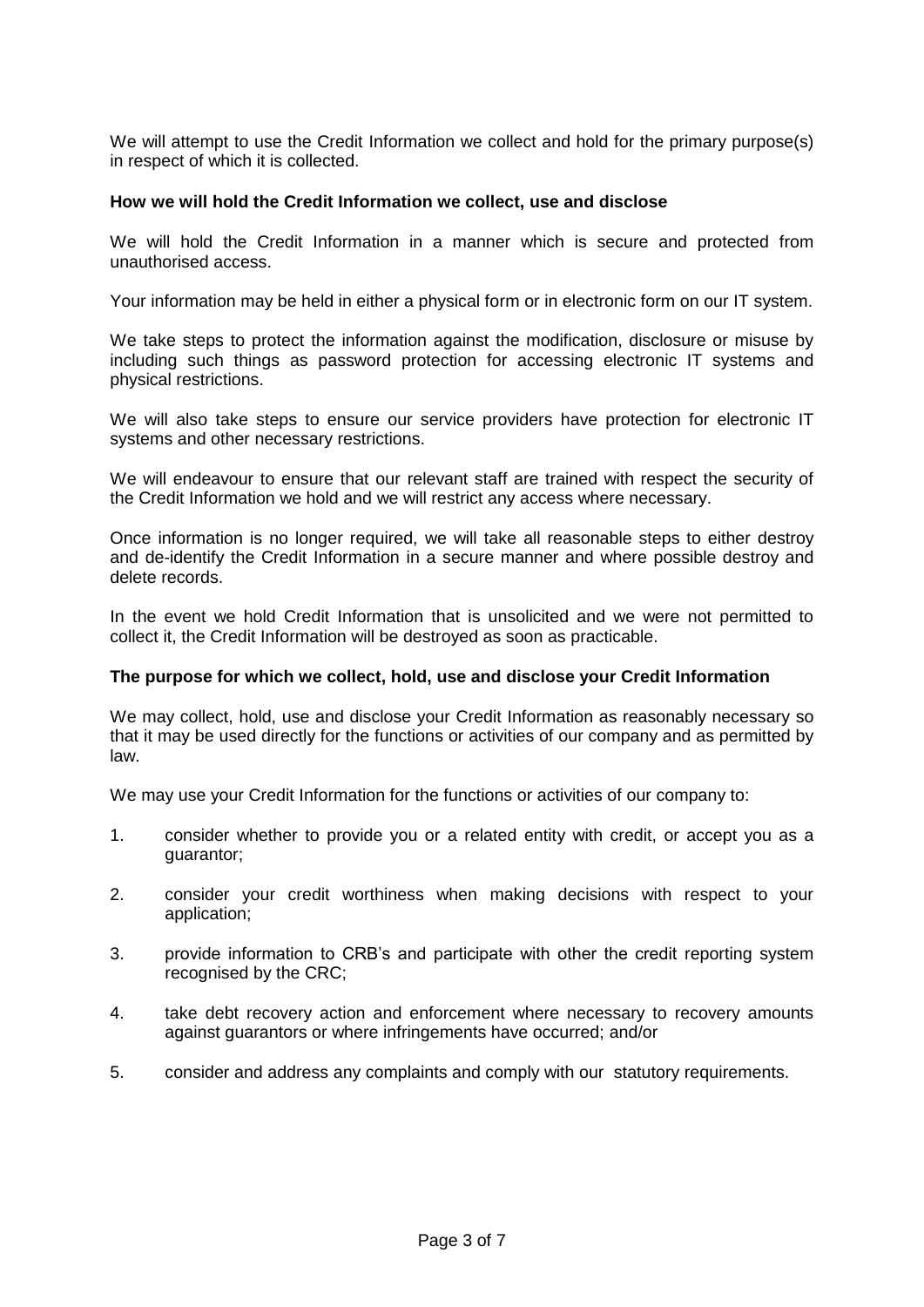We will attempt to use the Credit Information we collect and hold for the primary purpose(s) in respect of which it is collected.

**How we will hold the Credit Information we collect, use and disclose**

We will hold the Credit Information in a manner which is secure and protected from unauthorised access.

Your information may be held in either a physical form or in electronic form on our IT system.

We take steps to protect the information against the modification, disclosure or misuse by including such things as password protection for accessing electronic IT systems and physical restrictions.

We will also take steps to ensure our service providers have protection for electronic IT systems and other necessary restrictions.

We will endeavour to ensure that our relevant staff are trained with respect the security of the Credit Information we hold and we will restrict any access where necessary.

Once information is no longer required, we will take all reasonable steps to either destroy and de-identify the Credit Information in a secure manner and where possible destroy and delete records.

In the event we hold Credit Information that is unsolicited and we were not permitted to collect it, the Credit Information will be destroyed as soon as practicable.

**The purpose for which we collect, hold, use and disclose your Credit Information**

We may collect, hold, use and disclose your Credit Information as reasonably necessary so that it may be used directly for the functions or activities of our company and as permitted by law.

We may use your Credit Information for the functions or activities of our company to:

1. consider whether to provide you or a related entity with credit, or accept you as a guarantor;
2. consider your credit worthiness when making decisions with respect to your application;
3. provide information to CRB's and participate with other the credit reporting system recognised by the CRC;
4. take debt recovery action and enforcement where necessary to recovery amounts against guarantors or where infringements have occurred; and/or
5. consider and address any complaints and comply with our statutory requirements.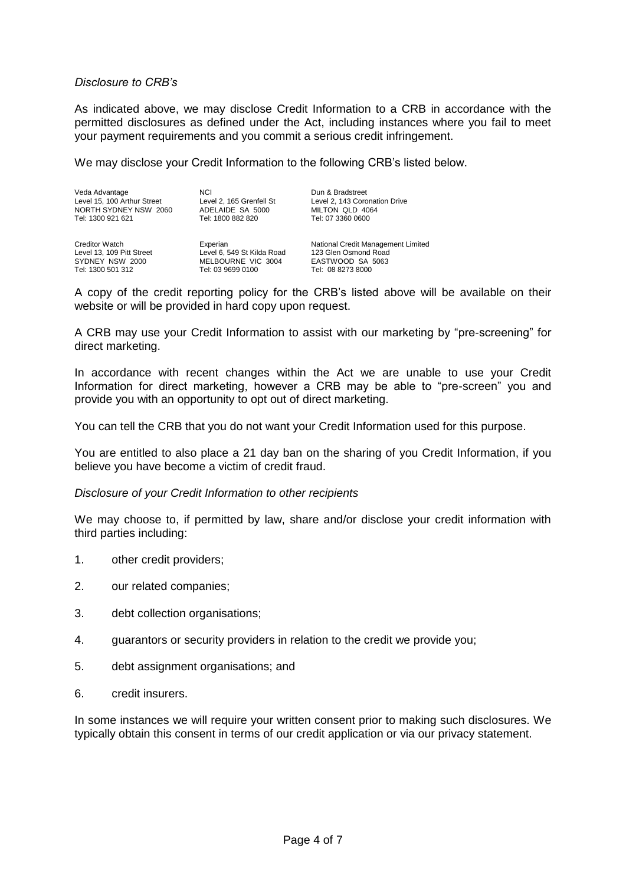*Disclosure to CRB's*

As indicated above, we may disclose Credit Information to a CRB in accordance with the permitted disclosures as defined under the Act, including instances where you fail to meet your payment requirements and you commit a serious credit infringement.

We may disclose your Credit Information to the following CRB's listed below.

| | | |
|---|---|---|
| Veda Advantage<br>Level 15, 100 Arthur Street<br>NORTH SYDNEY NSW 2060<br>Tel: 1300 921 621 | NCI<br>Level 2, 165 Grenfell St<br>ADELAIDE SA 5000<br>Tel: 1800 882 820 | Dun & Bradstreet<br>Level 2, 143 Coronation Drive<br>MILTON QLD 4064<br>Tel: 07 3360 0600 |
| Creditor Watch<br>Level 13, 109 Pitt Street<br>SYDNEY NSW 2000<br>Tel: 1300 501 312 | Experian<br>Level 6, 549 St Kilda Road<br>MELBOURNE VIC 3004<br>Tel: 03 9699 0100 | National Credit Management Limited<br>123 Glen Osmond Road<br>EASTWOOD SA 5063<br>Tel: 08 8273 8000 |

A copy of the credit reporting policy for the CRB's listed above will be available on their website or will be provided in hard copy upon request.

A CRB may use your Credit Information to assist with our marketing by "pre-screening" for direct marketing.

In accordance with recent changes within the Act we are unable to use your Credit Information for direct marketing, however a CRB may be able to "pre-screen" you and provide you with an opportunity to opt out of direct marketing.

You can tell the CRB that you do not want your Credit Information used for this purpose.

You are entitled to also place a 21 day ban on the sharing of you Credit Information, if you believe you have become a victim of credit fraud.

*Disclosure of your Credit Information to other recipients*

We may choose to, if permitted by law, share and/or disclose your credit information with third parties including:

1. other credit providers;
2. our related companies;
3. debt collection organisations;
4. guarantors or security providers in relation to the credit we provide you;
5. debt assignment organisations; and
6. credit insurers.

In some instances we will require your written consent prior to making such disclosures. We typically obtain this consent in terms of our credit application or via our privacy statement.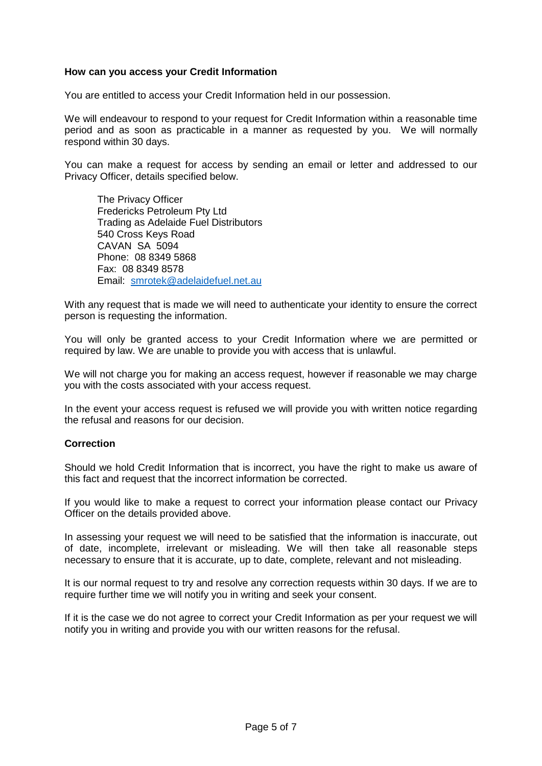### How can you access your Credit Information

You are entitled to access your Credit Information held in our possession.

We will endeavour to respond to your request for Credit Information within a reasonable time period and as soon as practicable in a manner as requested by you. We will normally respond within 30 days.

You can make a request for access by sending an email or letter and addressed to our Privacy Officer, details specified below.

The Privacy Officer
Fredericks Petroleum Pty Ltd
Trading as Adelaide Fuel Distributors
540 Cross Keys Road
CAVAN SA 5094
Phone: 08 8349 5868
Fax: 08 8349 8578
Email: smrotek@adelaidefuel.net.au

With any request that is made we will need to authenticate your identity to ensure the correct person is requesting the information.

You will only be granted access to your Credit Information where we are permitted or required by law. We are unable to provide you with access that is unlawful.

We will not charge you for making an access request, however if reasonable we may charge you with the costs associated with your access request.

In the event your access request is refused we will provide you with written notice regarding the refusal and reasons for our decision.

### Correction

Should we hold Credit Information that is incorrect, you have the right to make us aware of this fact and request that the incorrect information be corrected.

If you would like to make a request to correct your information please contact our Privacy Officer on the details provided above.

In assessing your request we will need to be satisfied that the information is inaccurate, out of date, incomplete, irrelevant or misleading. We will then take all reasonable steps necessary to ensure that it is accurate, up to date, complete, relevant and not misleading.

It is our normal request to try and resolve any correction requests within 30 days. If we are to require further time we will notify you in writing and seek your consent.

If it is the case we do not agree to correct your Credit Information as per your request we will notify you in writing and provide you with our written reasons for the refusal.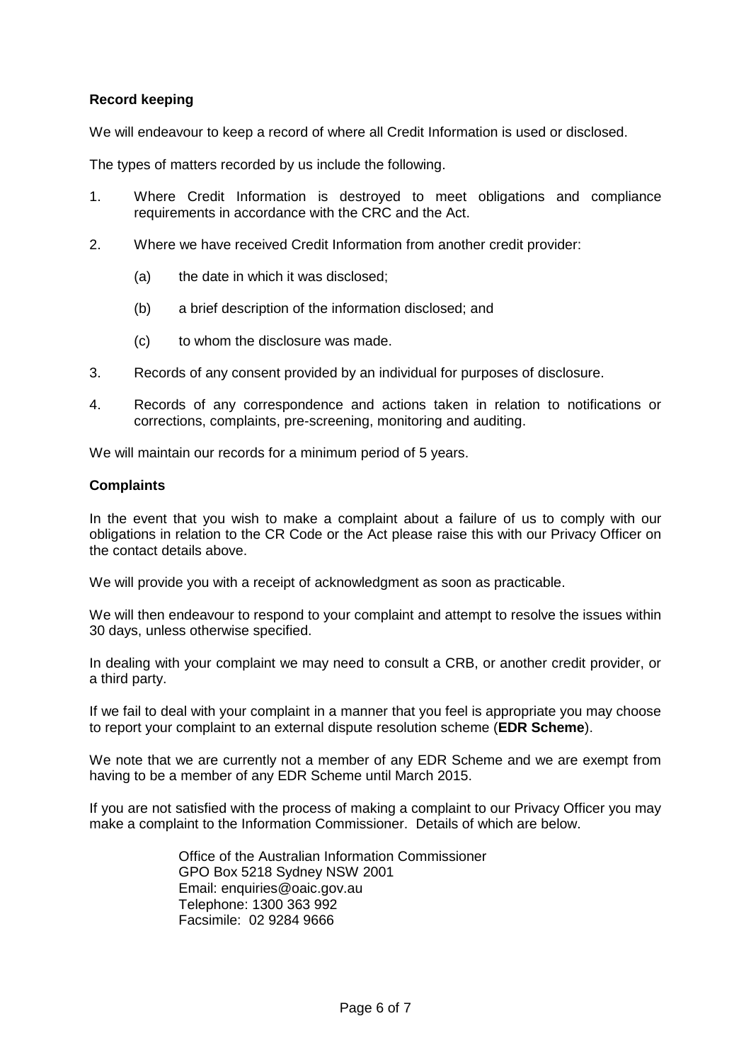**Record keeping**

We will endeavour to keep a record of where all Credit Information is used or disclosed.

The types of matters recorded by us include the following.

1. Where Credit Information is destroyed to meet obligations and compliance requirements in accordance with the CRC and the Act.

2. Where we have received Credit Information from another credit provider:

   (a) the date in which it was disclosed;

   (b) a brief description of the information disclosed; and

   (c) to whom the disclosure was made.

3. Records of any consent provided by an individual for purposes of disclosure.

4. Records of any correspondence and actions taken in relation to notifications or corrections, complaints, pre-screening, monitoring and auditing.

We will maintain our records for a minimum period of 5 years.

**Complaints**

In the event that you wish to make a complaint about a failure of us to comply with our obligations in relation to the CR Code or the Act please raise this with our Privacy Officer on the contact details above.

We will provide you with a receipt of acknowledgment as soon as practicable.

We will then endeavour to respond to your complaint and attempt to resolve the issues within 30 days, unless otherwise specified.

In dealing with your complaint we may need to consult a CRB, or another credit provider, or a third party.

If we fail to deal with your complaint in a manner that you feel is appropriate you may choose to report your complaint to an external dispute resolution scheme (**EDR Scheme**).

We note that we are currently not a member of any EDR Scheme and we are exempt from having to be a member of any EDR Scheme until March 2015.

If you are not satisfied with the process of making a complaint to our Privacy Officer you may make a complaint to the Information Commissioner. Details of which are below.

> Office of the Australian Information Commissioner
> GPO Box 5218 Sydney NSW 2001
> Email: enquiries@oaic.gov.au
> Telephone: 1300 363 992
> Facsimile: 02 9284 9666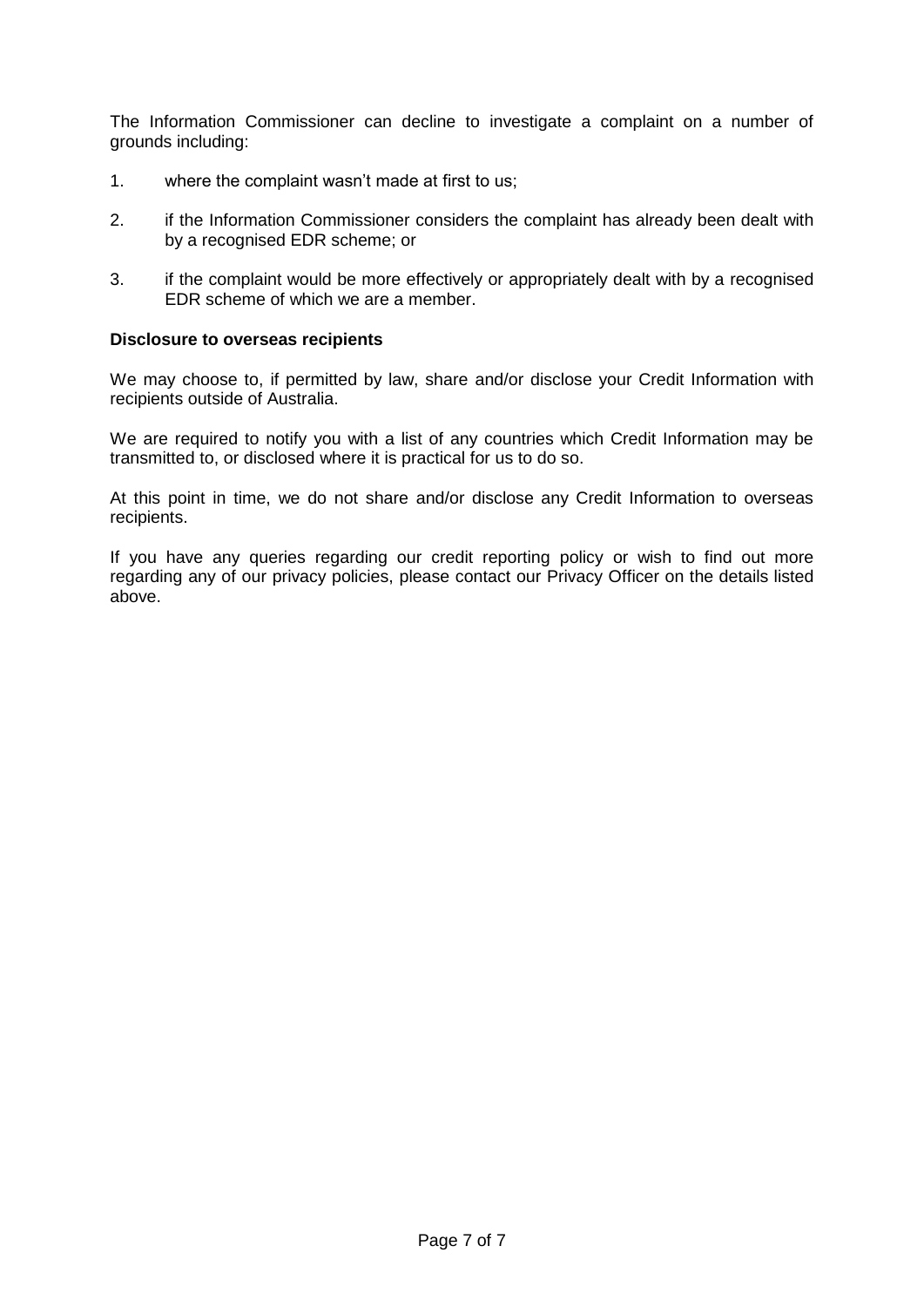The Information Commissioner can decline to investigate a complaint on a number of grounds including:

1. where the complaint wasn't made at first to us;
2. if the Information Commissioner considers the complaint has already been dealt with by a recognised EDR scheme; or
3. if the complaint would be more effectively or appropriately dealt with by a recognised EDR scheme of which we are a member.

**Disclosure to overseas recipients**

We may choose to, if permitted by law, share and/or disclose your Credit Information with recipients outside of Australia.

We are required to notify you with a list of any countries which Credit Information may be transmitted to, or disclosed where it is practical for us to do so.

At this point in time, we do not share and/or disclose any Credit Information to overseas recipients.

If you have any queries regarding our credit reporting policy or wish to find out more regarding any of our privacy policies, please contact our Privacy Officer on the details listed above.